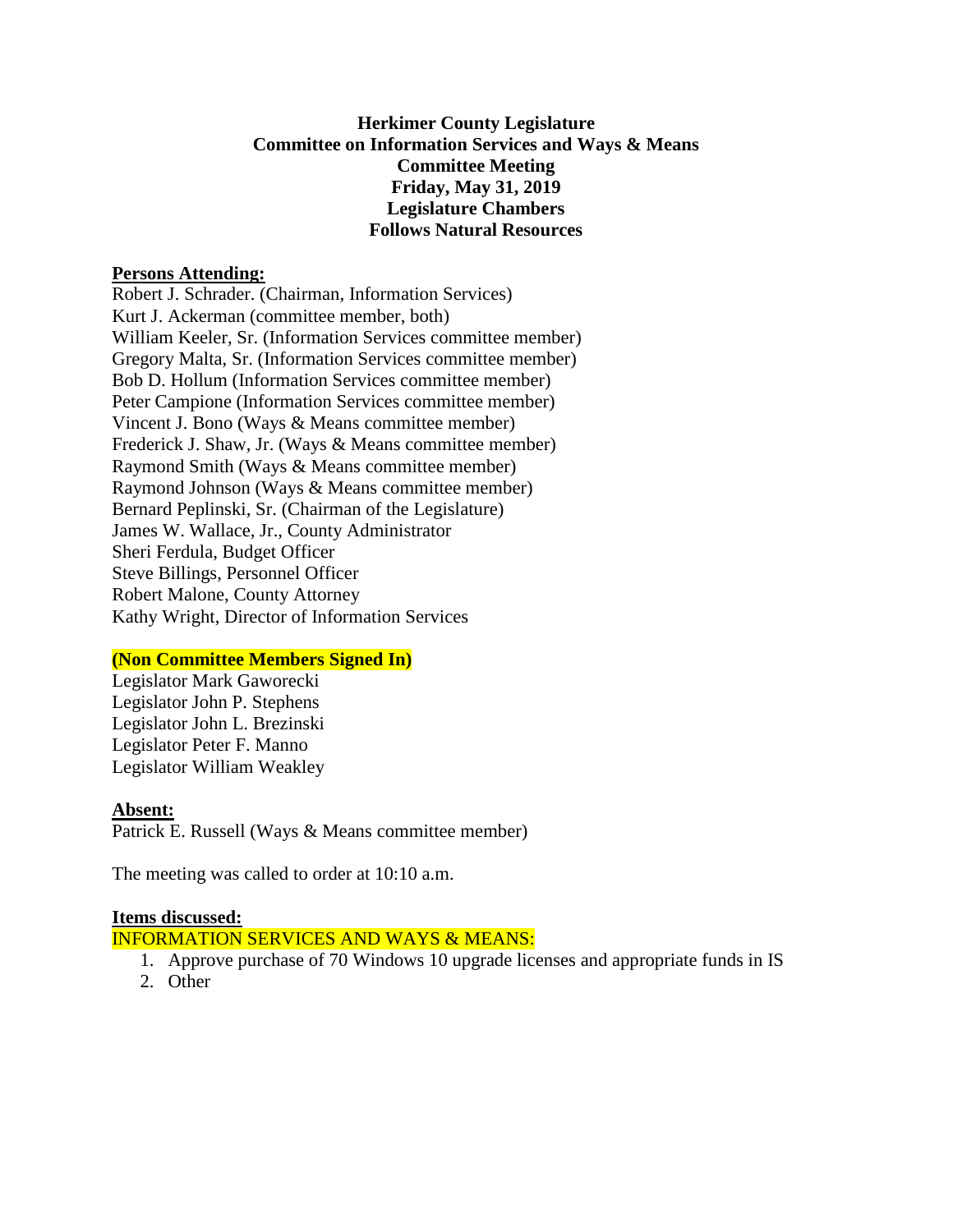**Herkimer County Legislature**
**Committee on Information Services and Ways & Means**
**Committee Meeting**
**Friday, May 31, 2019**
**Legislature Chambers**
**Follows Natural Resources**

**Persons Attending:**

Robert J. Schrader. (Chairman, Information Services)
Kurt J. Ackerman (committee member, both)
William Keeler, Sr. (Information Services committee member)
Gregory Malta, Sr. (Information Services committee member)
Bob D. Hollum (Information Services committee member)
Peter Campione (Information Services committee member)
Vincent J. Bono (Ways & Means committee member)
Frederick J. Shaw, Jr. (Ways & Means committee member)
Raymond Smith (Ways & Means committee member)
Raymond Johnson (Ways & Means committee member)
Bernard Peplinski, Sr. (Chairman of the Legislature)
James W. Wallace, Jr., County Administrator
Sheri Ferdula, Budget Officer
Steve Billings, Personnel Officer
Robert Malone, County Attorney
Kathy Wright, Director of Information Services

**(Non Committee Members Signed In)**

Legislator Mark Gaworecki
Legislator John P. Stephens
Legislator John L. Brezinski
Legislator Peter F. Manno
Legislator William Weakley

**Absent:**

Patrick E. Russell (Ways & Means committee member)

The meeting was called to order at 10:10 a.m.

**Items discussed:**

INFORMATION SERVICES AND WAYS & MEANS:

1. Approve purchase of 70 Windows 10 upgrade licenses and appropriate funds in IS
2. Other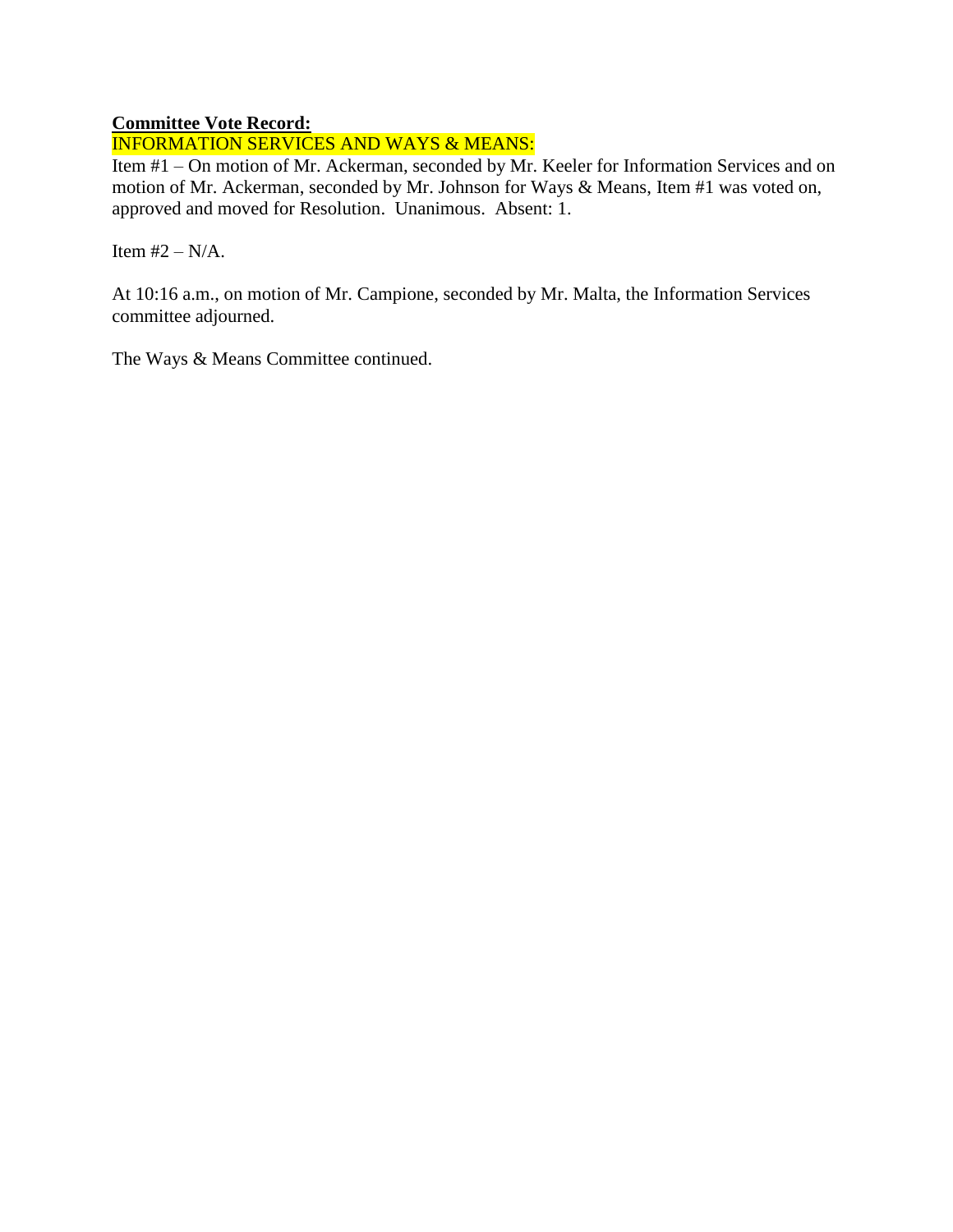**Committee Vote Record:**

INFORMATION SERVICES AND WAYS & MEANS:

Item #1 – On motion of Mr. Ackerman, seconded by Mr. Keeler for Information Services and on motion of Mr. Ackerman, seconded by Mr. Johnson for Ways & Means, Item #1 was voted on, approved and moved for Resolution. Unanimous. Absent: 1.

Item #2 – N/A.

At 10:16 a.m., on motion of Mr. Campione, seconded by Mr. Malta, the Information Services committee adjourned.

The Ways & Means Committee continued.